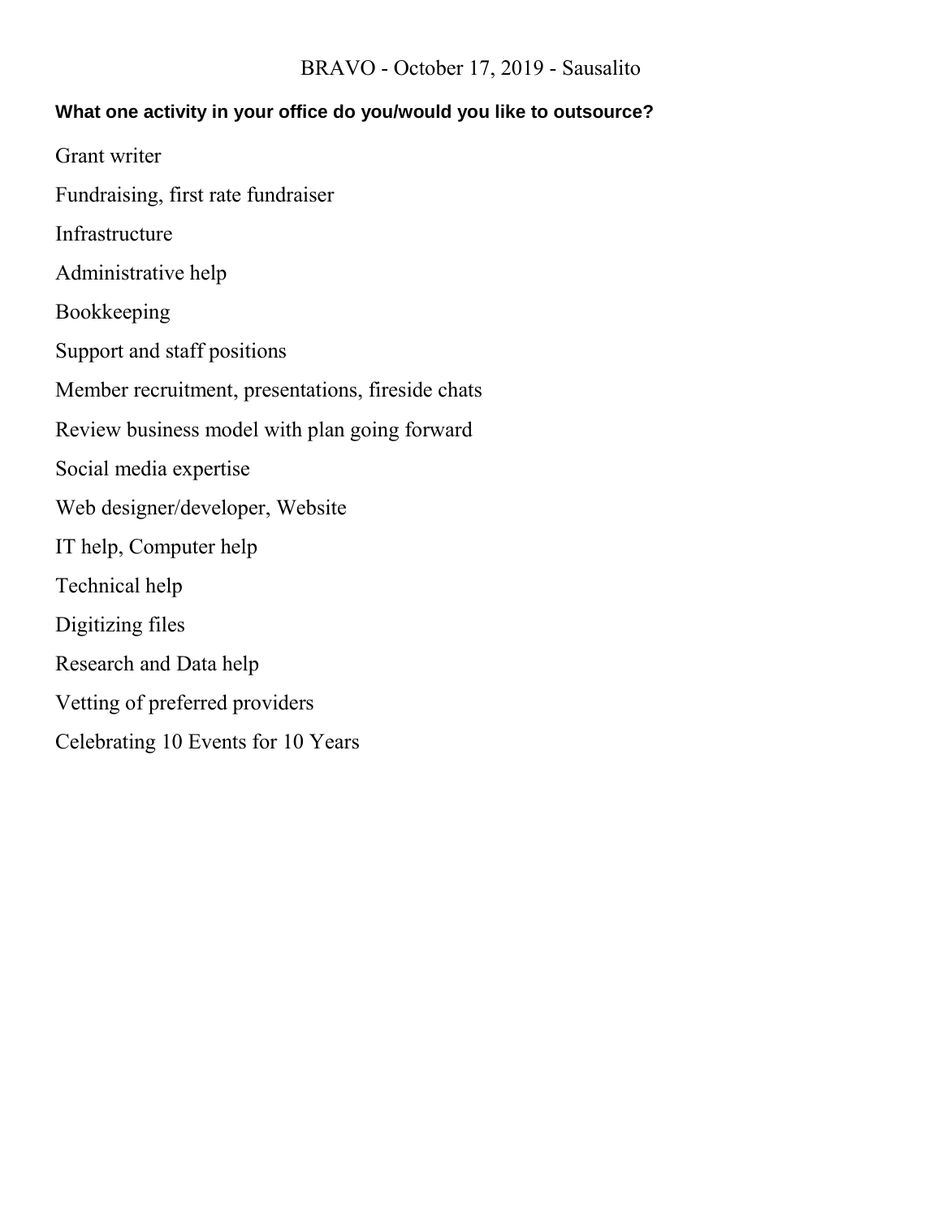BRAVO - October 17, 2019 - Sausalito

**What one activity in your office do you/would you like to outsource?**

Grant writer

Fundraising, first rate fundraiser

Infrastructure

Administrative help

Bookkeeping

Support and staff positions

Member recruitment, presentations, fireside chats

Review business model with plan going forward

Social media expertise

Web designer/developer, Website

IT help, Computer help

Technical help

Digitizing files

Research and Data help

Vetting of preferred providers

Celebrating 10 Events for 10 Years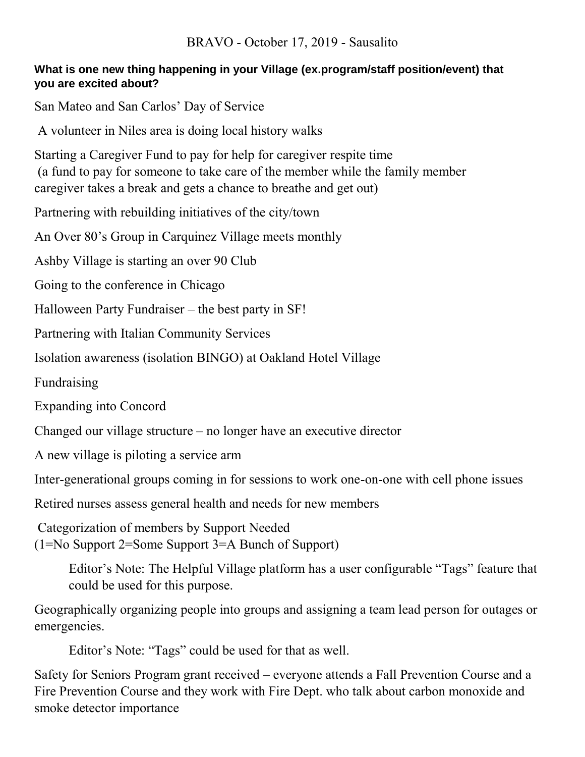BRAVO - October 17, 2019 - Sausalito

**What is one new thing happening in your Village (ex.program/staff position/event) that you are excited about?**

San Mateo and San Carlos' Day of Service

A volunteer in Niles area is doing local history walks

Starting a Caregiver Fund to pay for help for caregiver respite time
(a fund to pay for someone to take care of the member while the family member caregiver takes a break and gets a chance to breathe and get out)

Partnering with rebuilding initiatives of the city/town

An Over 80's Group in Carquinez Village meets monthly

Ashby Village is starting an over 90 Club

Going to the conference in Chicago

Halloween Party Fundraiser – the best party in SF!

Partnering with Italian Community Services

Isolation awareness (isolation BINGO) at Oakland Hotel Village

Fundraising

Expanding into Concord

Changed our village structure – no longer have an executive director

A new village is piloting a service arm

Inter-generational groups coming in for sessions to work one-on-one with cell phone issues

Retired nurses assess general health and needs for new members

Categorization of members by Support Needed
(1=No Support 2=Some Support 3=A Bunch of Support)

> Editor's Note: The Helpful Village platform has a user configurable "Tags" feature that could be used for this purpose.

Geographically organizing people into groups and assigning a team lead person for outages or emergencies.

> Editor's Note: "Tags" could be used for that as well.

Safety for Seniors Program grant received – everyone attends a Fall Prevention Course and a Fire Prevention Course and they work with Fire Dept. who talk about carbon monoxide and smoke detector importance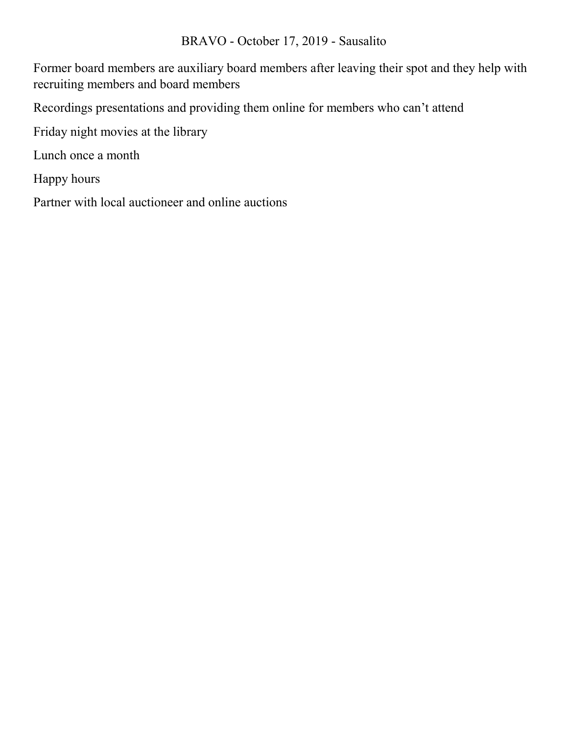BRAVO - October 17, 2019 - Sausalito

Former board members are auxiliary board members after leaving their spot and they help with recruiting members and board members

Recordings presentations and providing them online for members who can't attend

Friday night movies at the library

Lunch once a month

Happy hours

Partner with local auctioneer and online auctions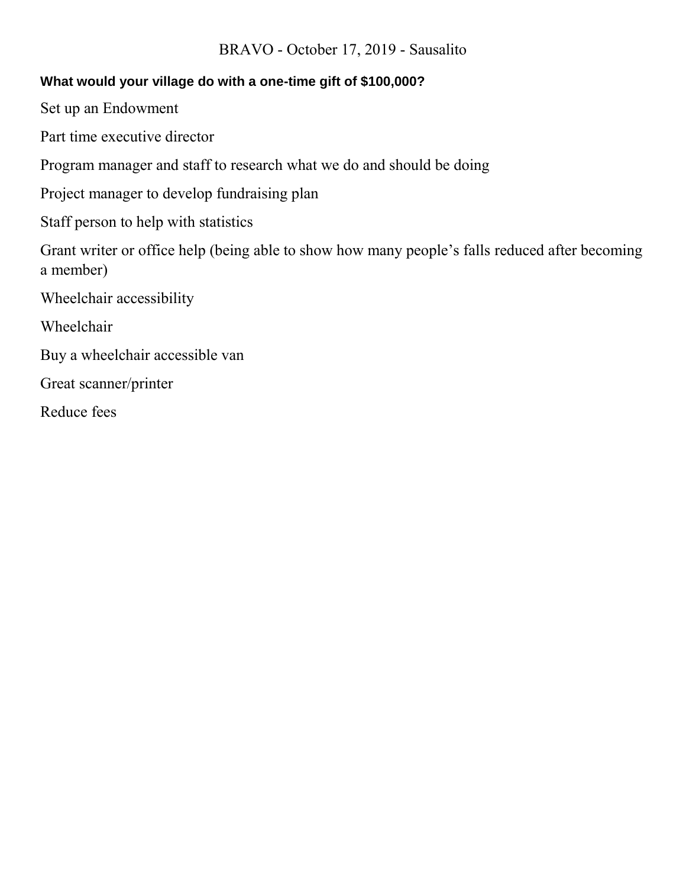BRAVO - October 17, 2019 - Sausalito

**What would your village do with a one-time gift of $100,000?**

Set up an Endowment

Part time executive director

Program manager and staff to research what we do and should be doing

Project manager to develop fundraising plan

Staff person to help with statistics

Grant writer or office help (being able to show how many people's falls reduced after becoming a member)

Wheelchair accessibility

Wheelchair

Buy a wheelchair accessible van

Great scanner/printer

Reduce fees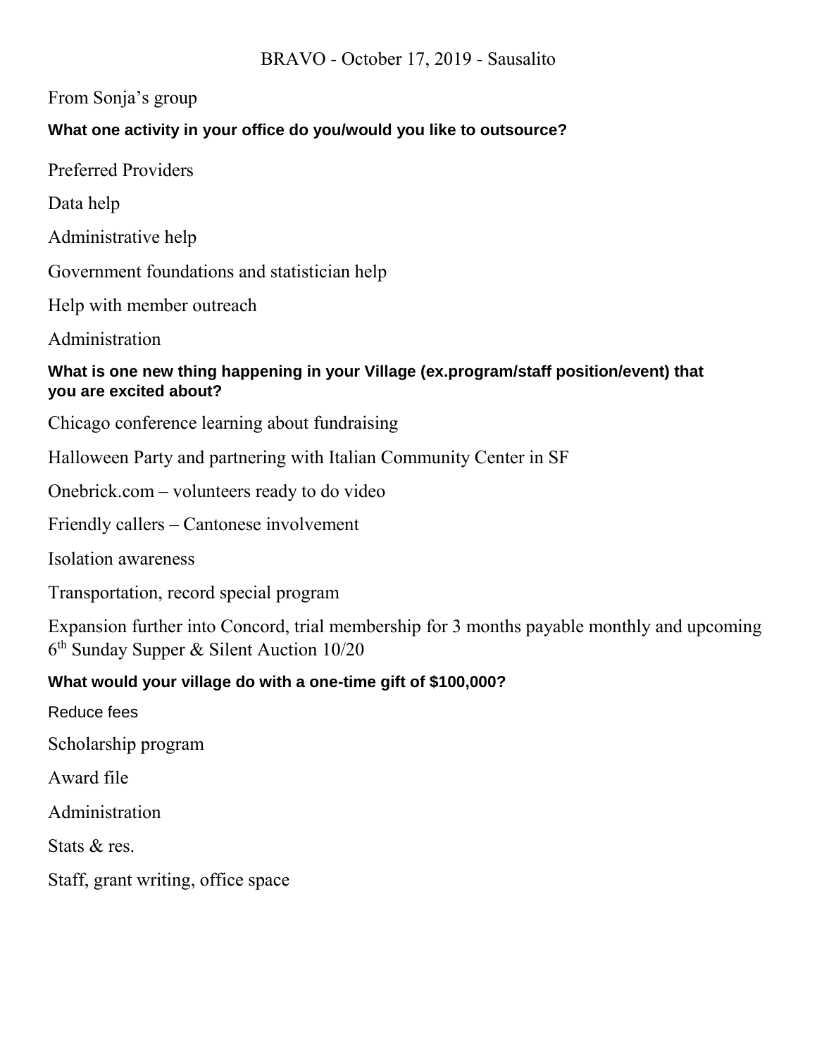BRAVO - October 17, 2019 - Sausalito

From Sonja's group

**What one activity in your office do you/would you like to outsource?**

Preferred Providers

Data help

Administrative help

Government foundations and statistician help

Help with member outreach

Administration

**What is one new thing happening in your Village (ex.program/staff position/event) that you are excited about?**

Chicago conference learning about fundraising

Halloween Party and partnering with Italian Community Center in SF

Onebrick.com – volunteers ready to do video

Friendly callers – Cantonese involvement

Isolation awareness

Transportation, record special program

Expansion further into Concord, trial membership for 3 months payable monthly and upcoming 6th Sunday Supper & Silent Auction 10/20

**What would your village do with a one-time gift of $100,000?**

Reduce fees

Scholarship program

Award file

Administration

Stats & res.

Staff, grant writing, office space